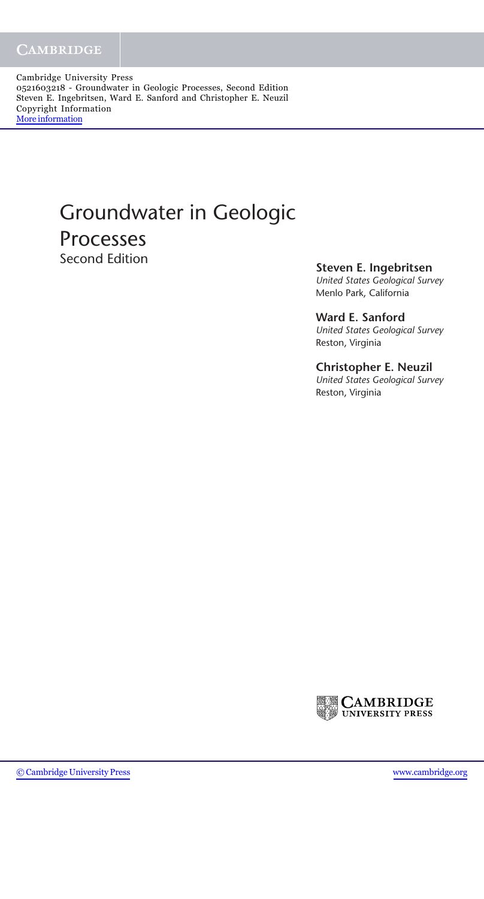Cambridge University Press
0521603218 - Groundwater in Geologic Processes, Second Edition
Steven E. Ingebritsen, Ward E. Sanford and Christopher E. Neuzil
Copyright Information
More information

# Groundwater in Geologic Processes

Second Edition

**Steven E. Ingebritsen**
*United States Geological Survey*
Menlo Park, California

**Ward E. Sanford**
*United States Geological Survey*
Reston, Virginia

**Christopher E. Neuzil**
*United States Geological Survey*
Reston, Virginia

CAMBRIDGE UNIVERSITY PRESS

© Cambridge University Press www.cambridge.org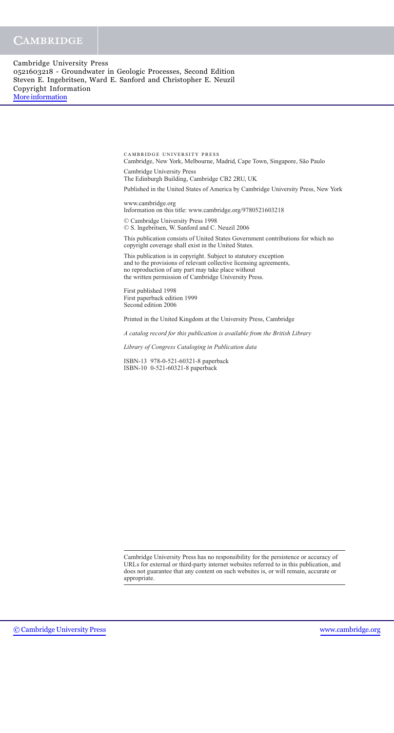CAMBRIDGE UNIVERSITY PRESS
Cambridge, New York, Melbourne, Madrid, Cape Town, Singapore, São Paulo

Cambridge University Press
The Edinburgh Building, Cambridge CB2 2RU, UK

Published in the United States of America by Cambridge University Press, New York

www.cambridge.org
Information on this title: www.cambridge.org/9780521603218

© Cambridge University Press 1998
© S. Ingebritsen, W. Sanford and C. Neuzil 2006

This publication consists of United States Government contributions for which no copyright coverage shall exist in the United States.

This publication is in copyright. Subject to statutory exception
and to the provisions of relevant collective licensing agreements,
no reproduction of any part may take place without
the written permission of Cambridge University Press.

First published 1998
First paperback edition 1999
Second edition 2006

Printed in the United Kingdom at the University Press, Cambridge

*A catalog record for this publication is available from the British Library*

*Library of Congress Cataloging in Publication data*

ISBN-13 978-0-521-60321-8 paperback
ISBN-10 0-521-60321-8 paperback

Cambridge University Press has no responsibility for the persistence or accuracy of URLs for external or third-party internet websites referred to in this publication, and does not guarantee that any content on such websites is, or will remain, accurate or appropriate.